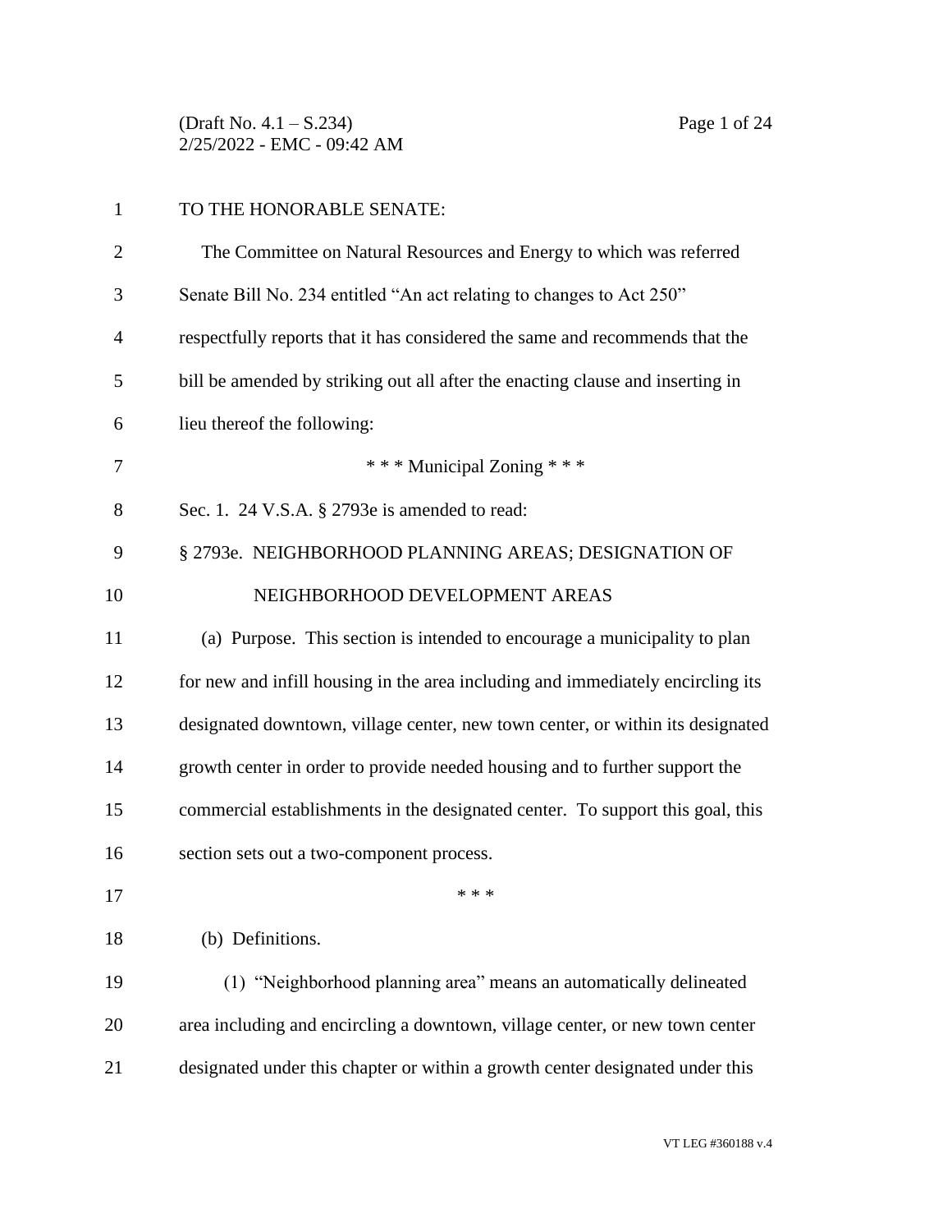TO THE HONORABLE SENATE:

The Committee on Natural Resources and Energy to which was referred Senate Bill No. 234 entitled "An act relating to changes to Act 250" respectfully reports that it has considered the same and recommends that the bill be amended by striking out all after the enacting clause and inserting in lieu thereof the following:

\* \* \* Municipal Zoning \* \* \*

Sec. 1. 24 V.S.A. § 2793e is amended to read:

§ 2793e. NEIGHBORHOOD PLANNING AREAS; DESIGNATION OF NEIGHBORHOOD DEVELOPMENT AREAS

(a) Purpose. This section is intended to encourage a municipality to plan for new and infill housing in the area including and immediately encircling its designated downtown, village center, new town center, or within its designated growth center in order to provide needed housing and to further support the commercial establishments in the designated center. To support this goal, this section sets out a two-component process.

\* \* \*

(b) Definitions.

(1) "Neighborhood planning area" means an automatically delineated area including and encircling a downtown, village center, or new town center designated under this chapter or within a growth center designated under this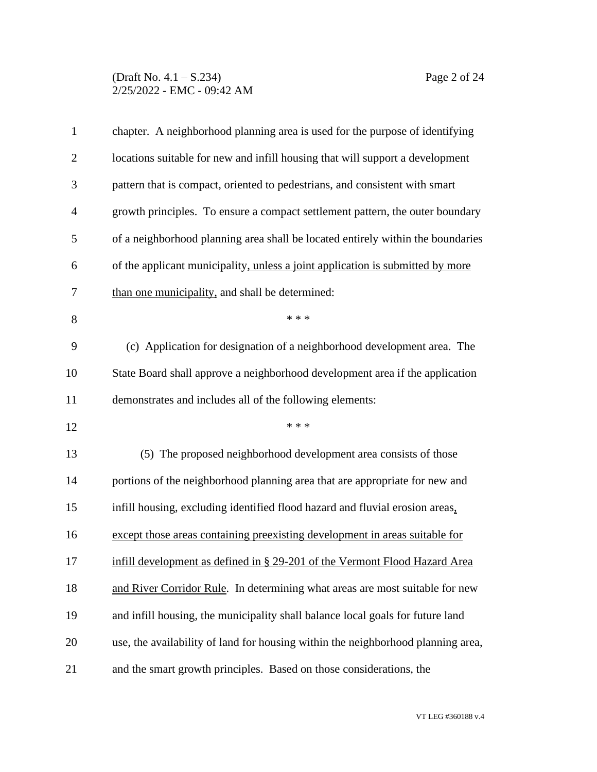chapter. A neighborhood planning area is used for the purpose of identifying locations suitable for new and infill housing that will support a development pattern that is compact, oriented to pedestrians, and consistent with smart growth principles. To ensure a compact settlement pattern, the outer boundary of a neighborhood planning area shall be located entirely within the boundaries of the applicant municipality, unless a joint application is submitted by more than one municipality, and shall be determined:

\* \* \*

(c) Application for designation of a neighborhood development area. The State Board shall approve a neighborhood development area if the application demonstrates and includes all of the following elements:

\* \* \*

(5) The proposed neighborhood development area consists of those portions of the neighborhood planning area that are appropriate for new and infill housing, excluding identified flood hazard and fluvial erosion areas, except those areas containing preexisting development in areas suitable for infill development as defined in § 29-201 of the Vermont Flood Hazard Area and River Corridor Rule. In determining what areas are most suitable for new and infill housing, the municipality shall balance local goals for future land use, the availability of land for housing within the neighborhood planning area, and the smart growth principles. Based on those considerations, the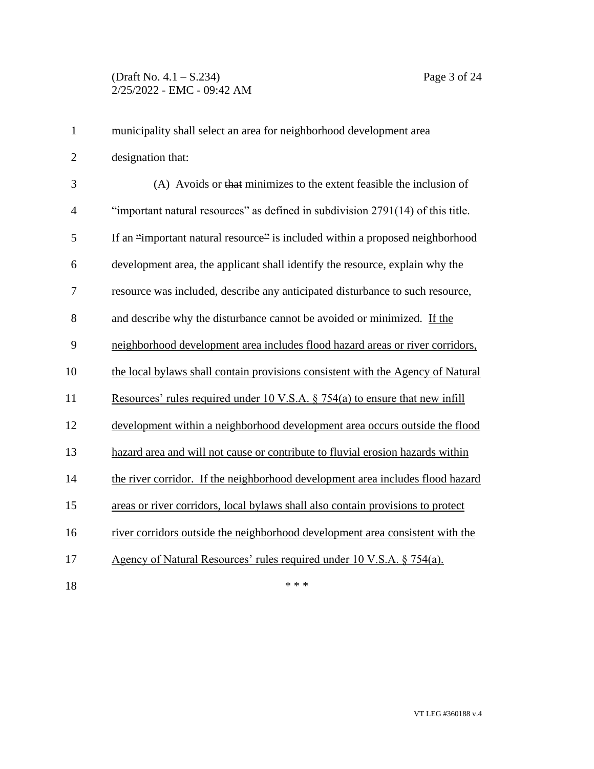municipality shall select an area for neighborhood development area designation that:

(A) Avoids or ~~that~~ minimizes to the extent feasible the inclusion of "important natural resources" as defined in subdivision 2791(14) of this title. If an "important natural resource" is included within a proposed neighborhood development area, the applicant shall identify the resource, explain why the resource was included, describe any anticipated disturbance to such resource, and describe why the disturbance cannot be avoided or minimized. <u>If the neighborhood development area includes flood hazard areas or river corridors, the local bylaws shall contain provisions consistent with the Agency of Natural Resources' rules required under 10 V.S.A. § 754(a) to ensure that new infill development within a neighborhood development area occurs outside the flood hazard area and will not cause or contribute to fluvial erosion hazards within the river corridor. If the neighborhood development area includes flood hazard areas or river corridors, local bylaws shall also contain provisions to protect river corridors outside the neighborhood development area consistent with the Agency of Natural Resources' rules required under 10 V.S.A. § 754(a).</u>

\* \* \*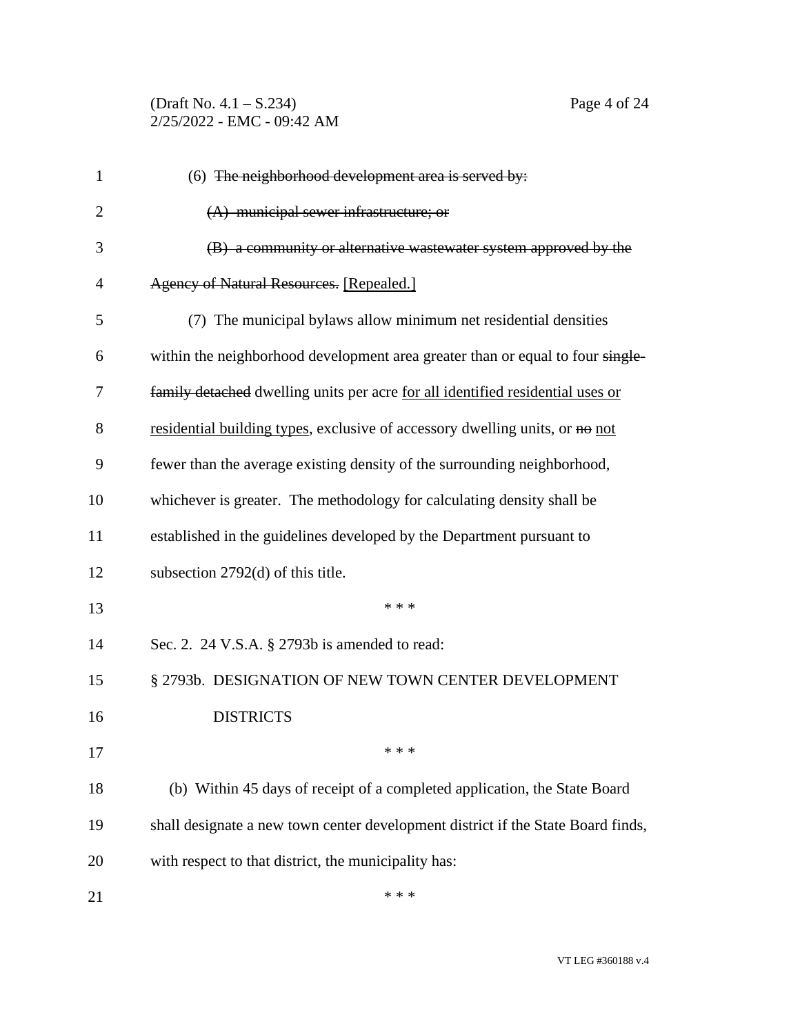(6) ~~The neighborhood development area is served by:~~

~~(A) municipal sewer infrastructure; or~~

~~(B) a community or alternative wastewater system approved by the Agency of Natural Resources.~~ <u>[Repealed.]</u>

(7) The municipal bylaws allow minimum net residential densities within the neighborhood development area greater than or equal to four ~~single-family detached~~ dwelling units per acre <u>for all identified residential uses or residential building types</u>, exclusive of accessory dwelling units, or ~~no~~ <u>not</u> fewer than the average existing density of the surrounding neighborhood, whichever is greater. The methodology for calculating density shall be established in the guidelines developed by the Department pursuant to subsection 2792(d) of this title.

\* \* \*

Sec. 2. 24 V.S.A. § 2793b is amended to read:

§ 2793b. DESIGNATION OF NEW TOWN CENTER DEVELOPMENT DISTRICTS

\* \* \*

(b) Within 45 days of receipt of a completed application, the State Board shall designate a new town center development district if the State Board finds, with respect to that district, the municipality has:

\* \* \*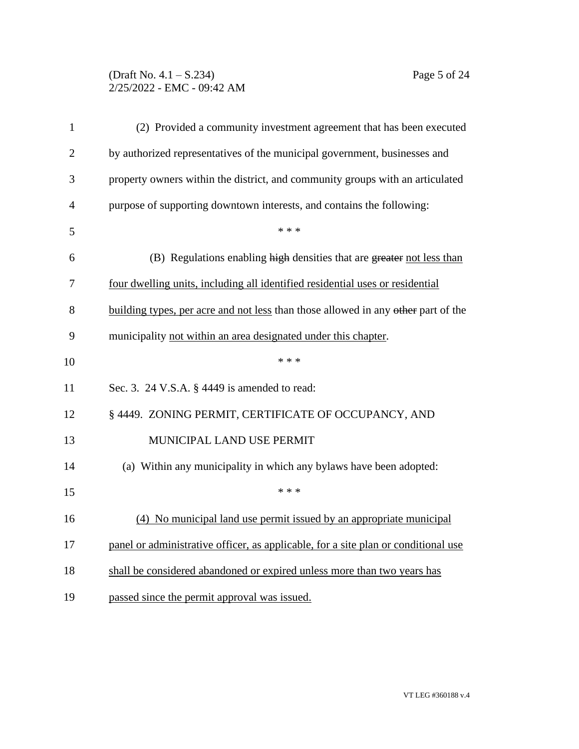(2) Provided a community investment agreement that has been executed by authorized representatives of the municipal government, businesses and property owners within the district, and community groups with an articulated purpose of supporting downtown interests, and contains the following:

\* \* \*

(B) Regulations enabling ~~high~~ densities that are ~~greater~~ <u>not less than four dwelling units, including all identified residential uses or residential building types, per acre and not less</u> than those allowed in any ~~other~~ part of the municipality <u>not within an area designated under this chapter</u>.

\* \* \*

Sec. 3. 24 V.S.A. § 4449 is amended to read:

§ 4449. ZONING PERMIT, CERTIFICATE OF OCCUPANCY, AND MUNICIPAL LAND USE PERMIT

(a) Within any municipality in which any bylaws have been adopted:

\* \* \*

<u>(4) No municipal land use permit issued by an appropriate municipal panel or administrative officer, as applicable, for a site plan or conditional use shall be considered abandoned or expired unless more than two years has passed since the permit approval was issued.</u>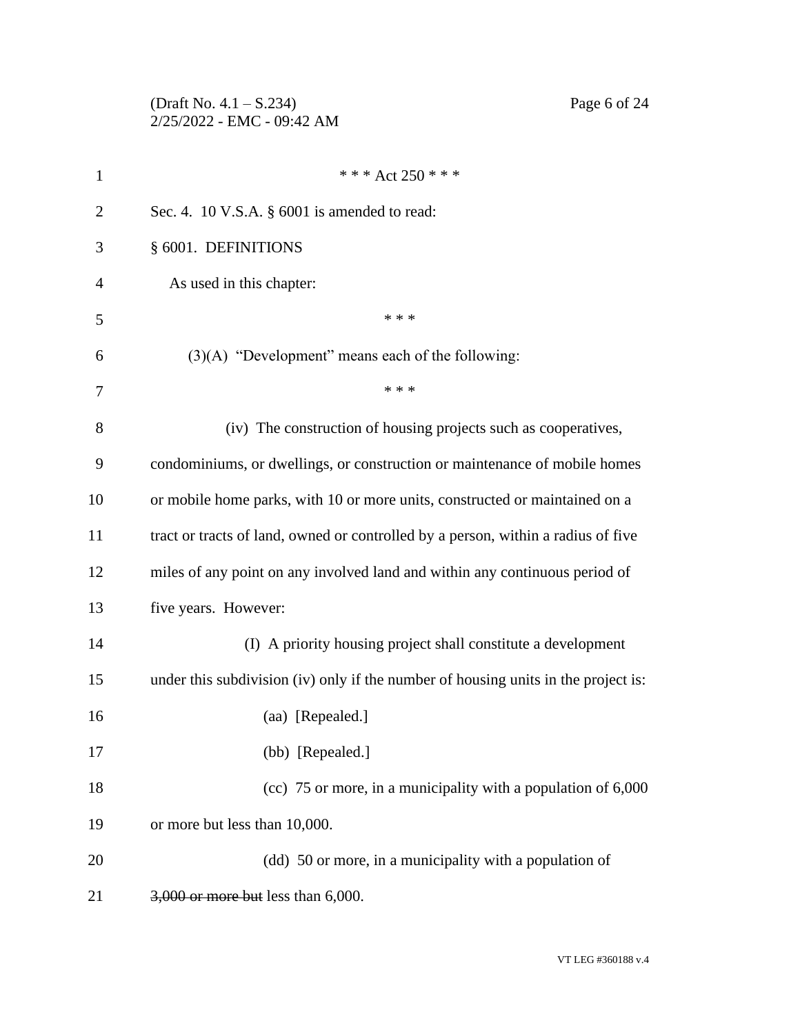\* \* \* Act 250 \* \* \*

Sec. 4. 10 V.S.A. § 6001 is amended to read:

§ 6001. DEFINITIONS

As used in this chapter:

\* \* \*

(3)(A) "Development" means each of the following:

\* \* \*

(iv) The construction of housing projects such as cooperatives, condominiums, or dwellings, or construction or maintenance of mobile homes or mobile home parks, with 10 or more units, constructed or maintained on a tract or tracts of land, owned or controlled by a person, within a radius of five miles of any point on any involved land and within any continuous period of five years. However:

(I) A priority housing project shall constitute a development under this subdivision (iv) only if the number of housing units in the project is:

(aa) [Repealed.]

(bb) [Repealed.]

(cc) 75 or more, in a municipality with a population of 6,000 or more but less than 10,000.

(dd) 50 or more, in a municipality with a population of ~~3,000 or more but~~ less than 6,000.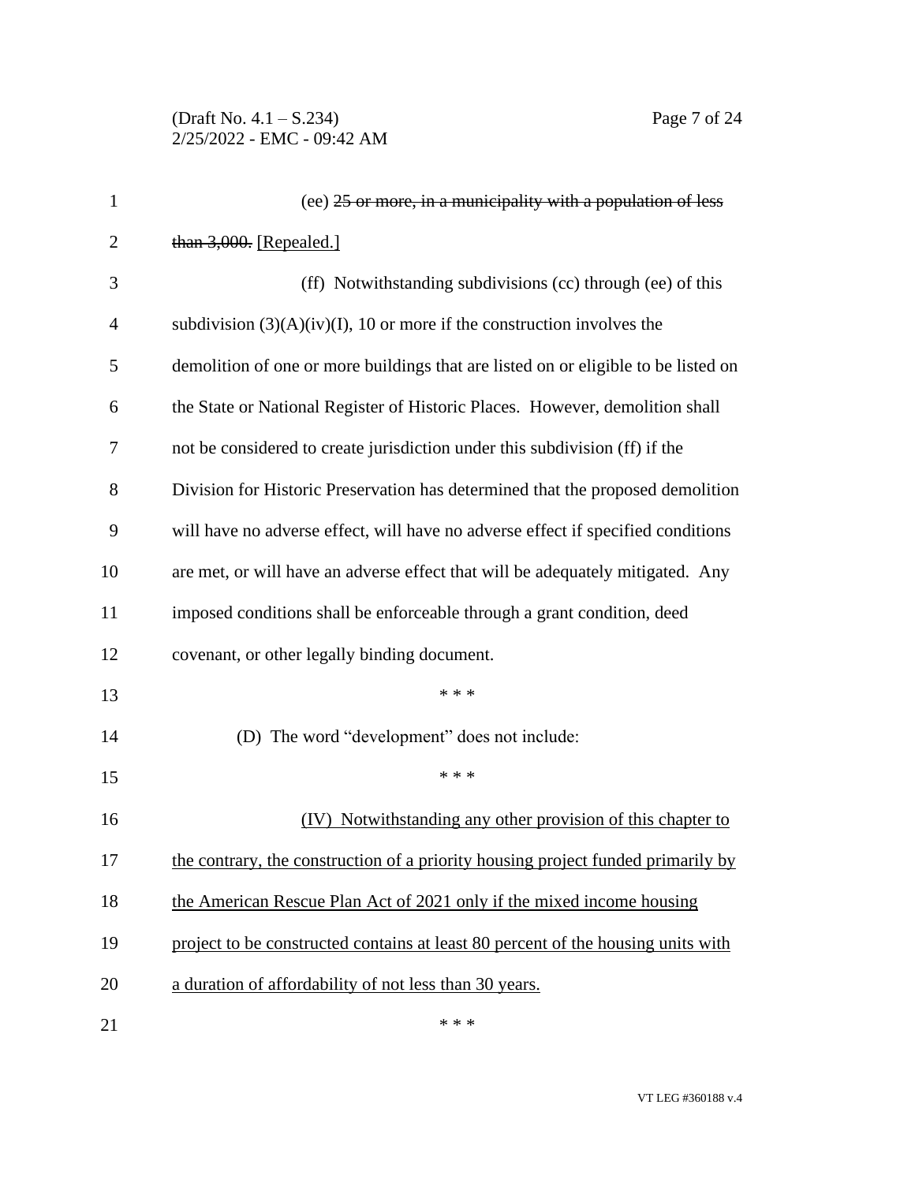(ee) ~~25 or more, in a municipality with a population of less than 3,000.~~ [Repealed.]

(ff) Notwithstanding subdivisions (cc) through (ee) of this subdivision (3)(A)(iv)(I), 10 or more if the construction involves the demolition of one or more buildings that are listed on or eligible to be listed on the State or National Register of Historic Places. However, demolition shall not be considered to create jurisdiction under this subdivision (ff) if the Division for Historic Preservation has determined that the proposed demolition will have no adverse effect, will have no adverse effect if specified conditions are met, or will have an adverse effect that will be adequately mitigated. Any imposed conditions shall be enforceable through a grant condition, deed covenant, or other legally binding document.

\* \* \*

(D) The word "development" does not include:

\* \* \*

<u>(IV) Notwithstanding any other provision of this chapter to the contrary, the construction of a priority housing project funded primarily by the American Rescue Plan Act of 2021 only if the mixed income housing project to be constructed contains at least 80 percent of the housing units with a duration of affordability of not less than 30 years.</u>

\* \* \*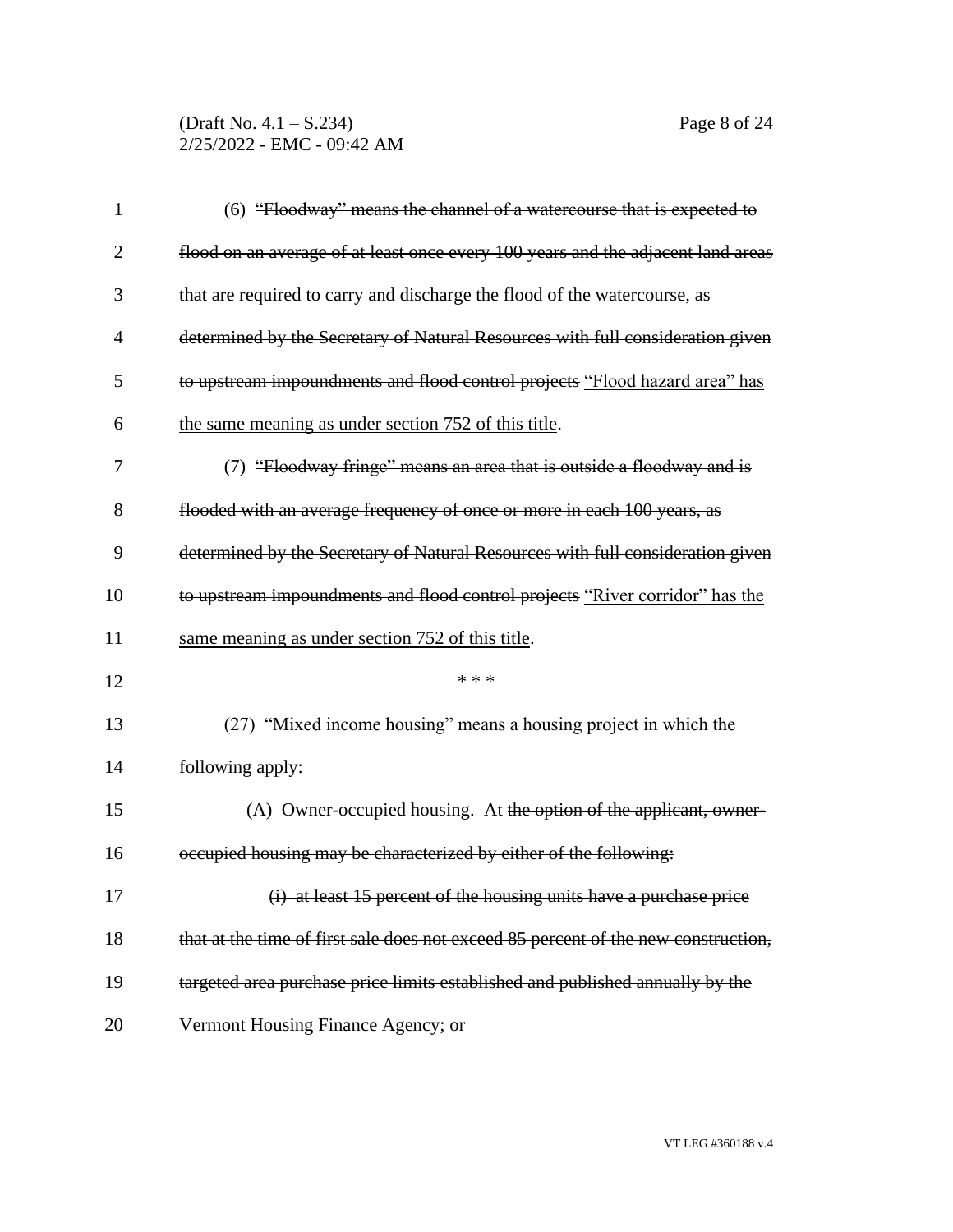(6) ~~"Floodway" means the channel of a watercourse that is expected to flood on an average of at least once every 100 years and the adjacent land areas that are required to carry and discharge the flood of the watercourse, as determined by the Secretary of Natural Resources with full consideration given to upstream impoundments and flood control projects~~ <u>"Flood hazard area" has the same meaning as under section 752 of this title</u>.

(7) ~~"Floodway fringe" means an area that is outside a floodway and is flooded with an average frequency of once or more in each 100 years, as determined by the Secretary of Natural Resources with full consideration given to upstream impoundments and flood control projects~~ <u>"River corridor" has the same meaning as under section 752 of this title</u>.

\* \* \*

(27) "Mixed income housing" means a housing project in which the following apply:

(A) Owner-occupied housing. At ~~the option of the applicant, owner-occupied housing may be characterized by either of the following:~~

~~(i) at least 15 percent of the housing units have a purchase price that at the time of first sale does not exceed 85 percent of the new construction, targeted area purchase price limits established and published annually by the Vermont Housing Finance Agency; or~~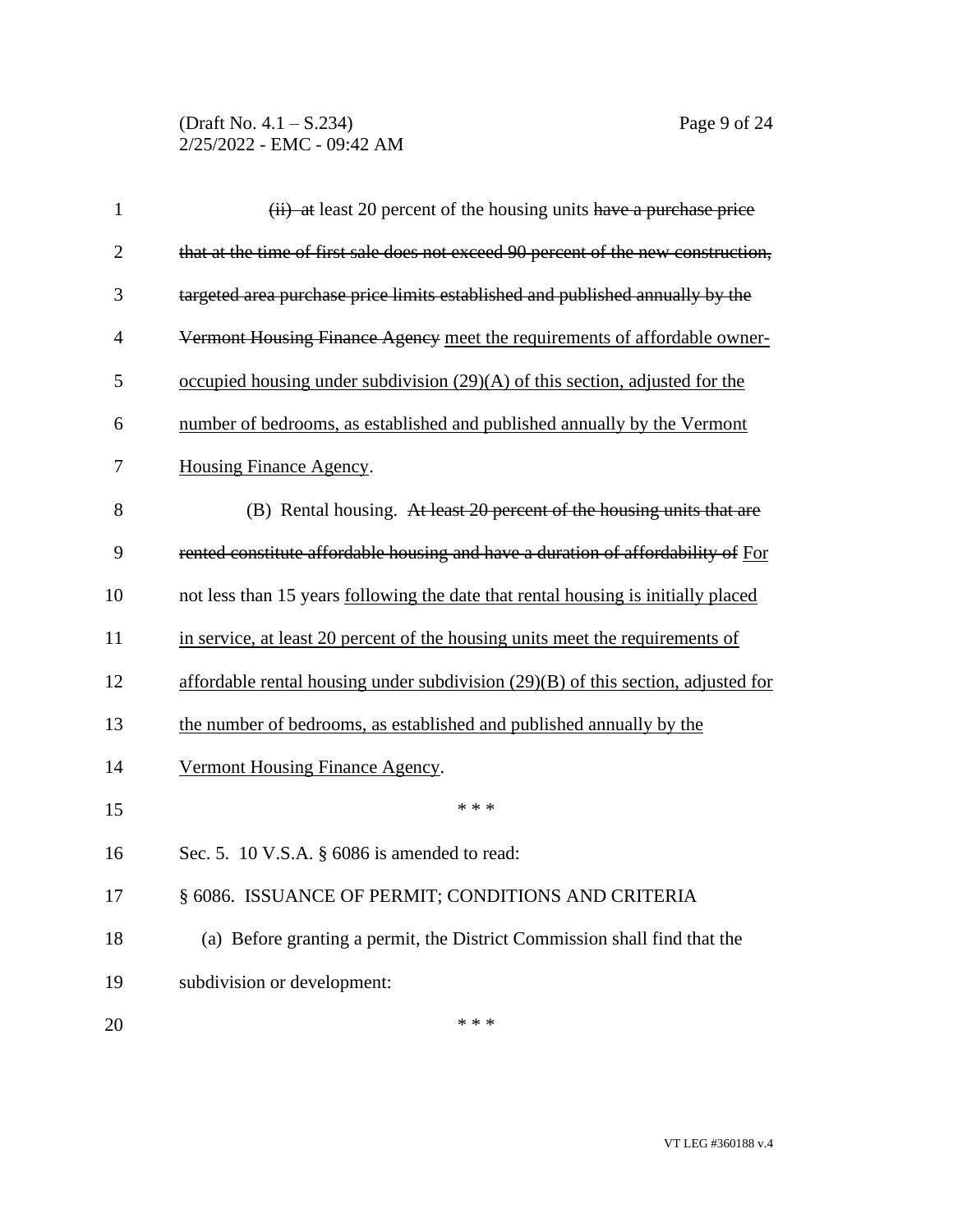~~(ii) at~~ least 20 percent of the housing units ~~have a purchase price that at the time of first sale does not exceed 90 percent of the new construction, targeted area purchase price limits established and published annually by the Vermont Housing Finance Agency~~ meet the requirements of affordable owner-occupied housing under subdivision (29)(A) of this section, adjusted for the number of bedrooms, as established and published annually by the Vermont Housing Finance Agency.

(B) Rental housing. ~~At least 20 percent of the housing units that are rented constitute affordable housing and have a duration of affordability of~~ For not less than 15 years following the date that rental housing is initially placed in service, at least 20 percent of the housing units meet the requirements of affordable rental housing under subdivision (29)(B) of this section, adjusted for the number of bedrooms, as established and published annually by the Vermont Housing Finance Agency.

\* \* \*

Sec. 5. 10 V.S.A. § 6086 is amended to read:

§ 6086. ISSUANCE OF PERMIT; CONDITIONS AND CRITERIA

(a) Before granting a permit, the District Commission shall find that the subdivision or development:

\* \* \*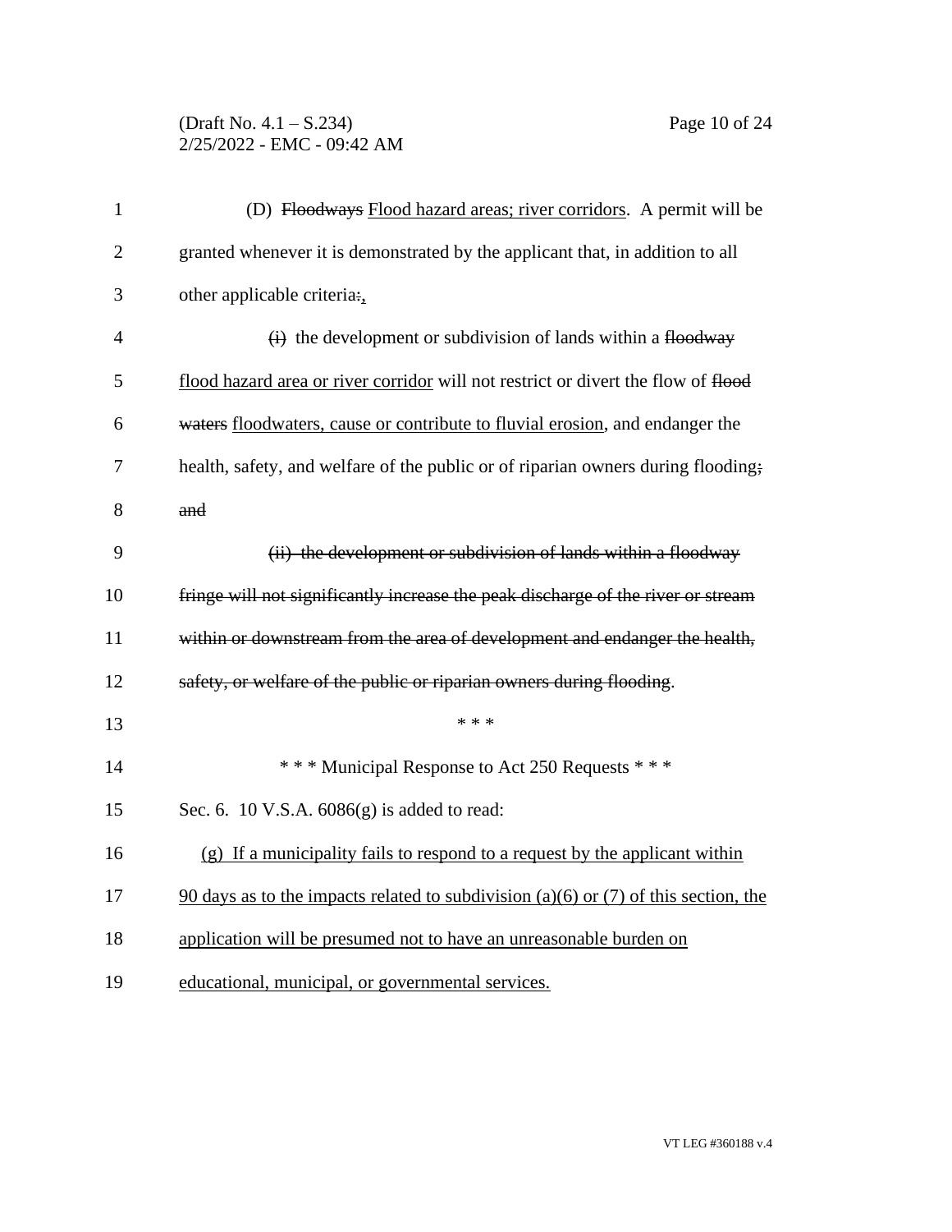(D) ~~Floodways~~ Flood hazard areas; river corridors. A permit will be granted whenever it is demonstrated by the applicant that, in addition to all other applicable criteria~~:~~,

~~(i)~~ the development or subdivision of lands within a ~~floodway~~ flood hazard area or river corridor will not restrict or divert the flow of ~~flood waters~~ floodwaters, cause or contribute to fluvial erosion, and endanger the health, safety, and welfare of the public or of riparian owners during flooding~~; and~~

~~(ii) the development or subdivision of lands within a floodway fringe will not significantly increase the peak discharge of the river or stream within or downstream from the area of development and endanger the health, safety, or welfare of the public or riparian owners during flooding~~.

\* \* \*

\* \* \* Municipal Response to Act 250 Requests \* \* \*

Sec. 6. 10 V.S.A. 6086(g) is added to read:

(g) If a municipality fails to respond to a request by the applicant within 90 days as to the impacts related to subdivision (a)(6) or (7) of this section, the application will be presumed not to have an unreasonable burden on educational, municipal, or governmental services.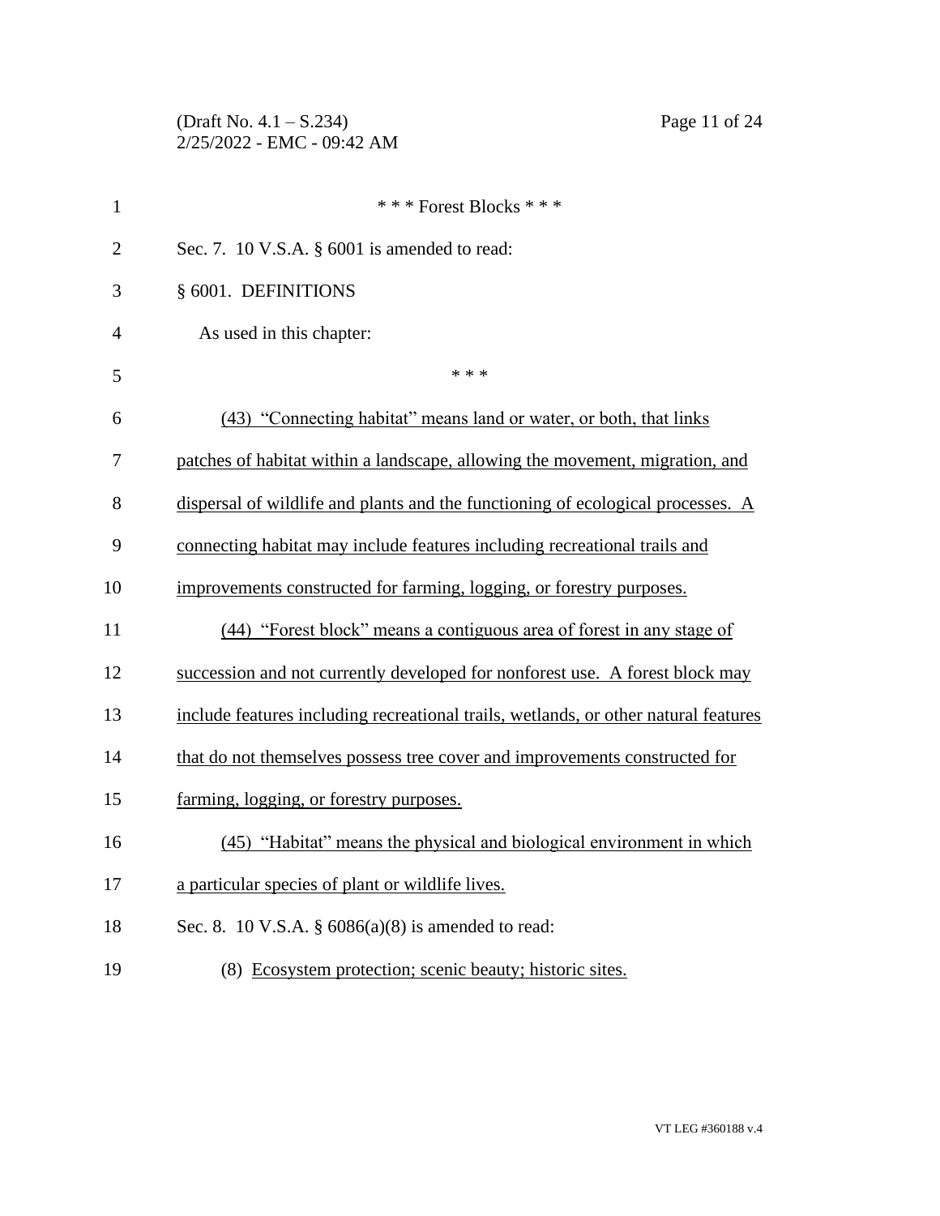\* \* \* Forest Blocks \* \* \*

Sec. 7. 10 V.S.A. § 6001 is amended to read:

§ 6001. DEFINITIONS

As used in this chapter:

\* \* \*

<u>(43) "Connecting habitat" means land or water, or both, that links patches of habitat within a landscape, allowing the movement, migration, and dispersal of wildlife and plants and the functioning of ecological processes. A connecting habitat may include features including recreational trails and improvements constructed for farming, logging, or forestry purposes.</u>

<u>(44) "Forest block" means a contiguous area of forest in any stage of succession and not currently developed for nonforest use. A forest block may include features including recreational trails, wetlands, or other natural features that do not themselves possess tree cover and improvements constructed for farming, logging, or forestry purposes.</u>

<u>(45) "Habitat" means the physical and biological environment in which a particular species of plant or wildlife lives.</u>

Sec. 8. 10 V.S.A. § 6086(a)(8) is amended to read:

(8) <u>Ecosystem protection; scenic beauty; historic sites.</u>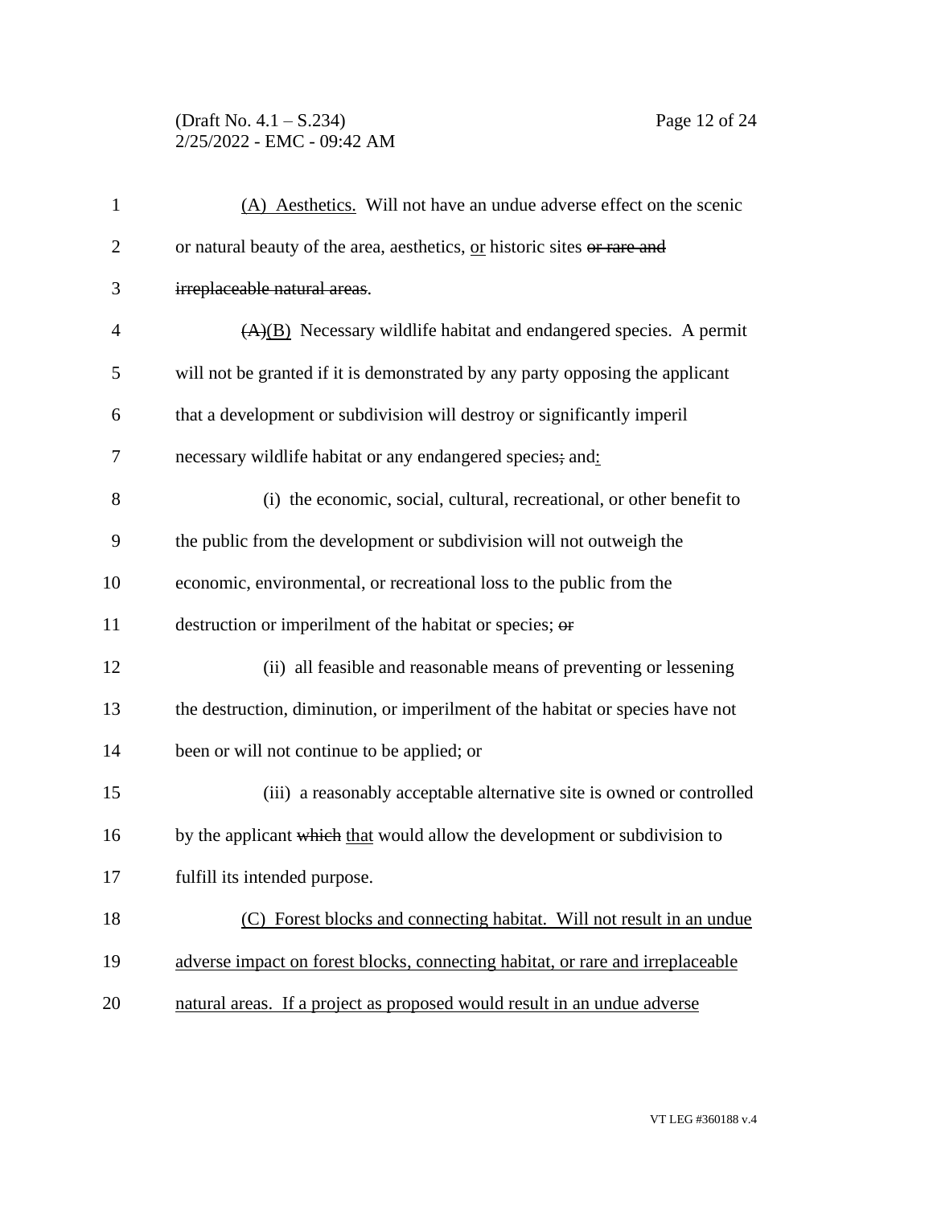(A) Aesthetics. Will not have an undue adverse effect on the scenic or natural beauty of the area, aesthetics, or historic sites ~~or rare and irreplaceable natural areas~~.

~~(A)~~(B) Necessary wildlife habitat and endangered species. A permit will not be granted if it is demonstrated by any party opposing the applicant that a development or subdivision will destroy or significantly imperil necessary wildlife habitat or any endangered species~~;~~ and:

(i) the economic, social, cultural, recreational, or other benefit to the public from the development or subdivision will not outweigh the economic, environmental, or recreational loss to the public from the destruction or imperilment of the habitat or species; ~~or~~

(ii) all feasible and reasonable means of preventing or lessening the destruction, diminution, or imperilment of the habitat or species have not been or will not continue to be applied; or

(iii) a reasonably acceptable alternative site is owned or controlled by the applicant ~~which~~ that would allow the development or subdivision to fulfill its intended purpose.

(C) Forest blocks and connecting habitat. Will not result in an undue adverse impact on forest blocks, connecting habitat, or rare and irreplaceable natural areas. If a project as proposed would result in an undue adverse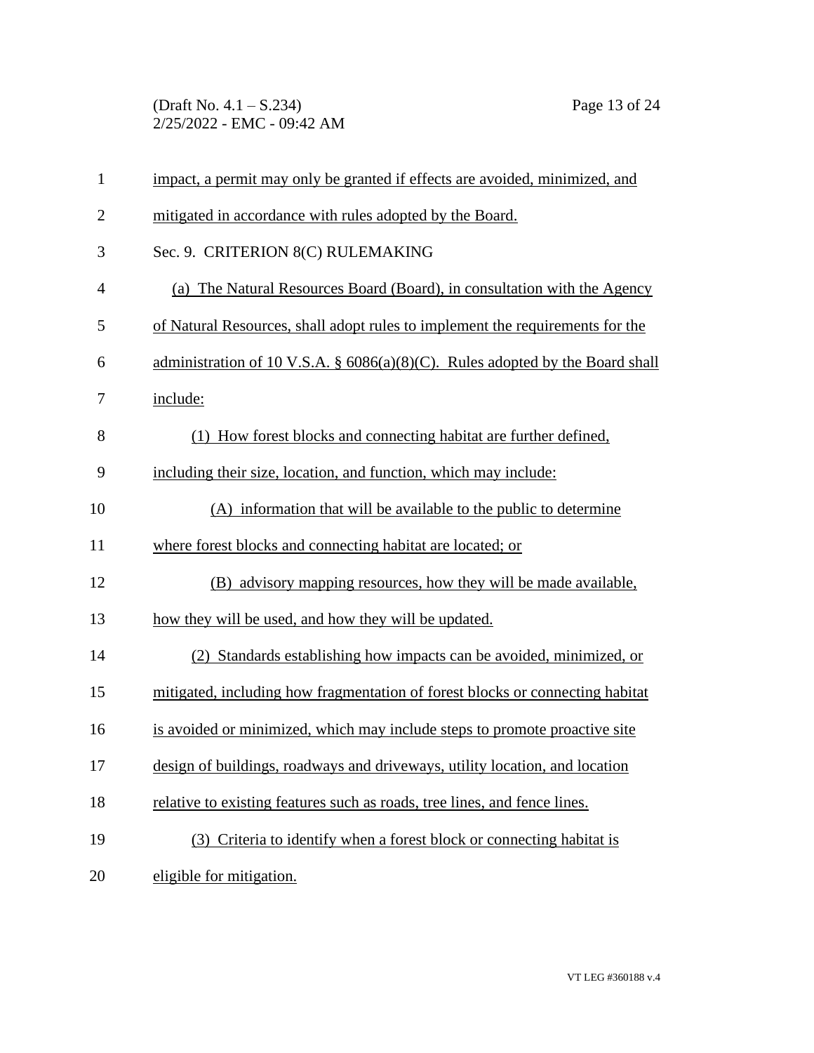impact, a permit may only be granted if effects are avoided, minimized, and mitigated in accordance with rules adopted by the Board.

Sec. 9. CRITERION 8(C) RULEMAKING

(a) The Natural Resources Board (Board), in consultation with the Agency of Natural Resources, shall adopt rules to implement the requirements for the administration of 10 V.S.A. § 6086(a)(8)(C). Rules adopted by the Board shall include:

(1) How forest blocks and connecting habitat are further defined, including their size, location, and function, which may include:

(A) information that will be available to the public to determine where forest blocks and connecting habitat are located; or

(B) advisory mapping resources, how they will be made available, how they will be used, and how they will be updated.

(2) Standards establishing how impacts can be avoided, minimized, or mitigated, including how fragmentation of forest blocks or connecting habitat is avoided or minimized, which may include steps to promote proactive site design of buildings, roadways and driveways, utility location, and location relative to existing features such as roads, tree lines, and fence lines.

(3) Criteria to identify when a forest block or connecting habitat is eligible for mitigation.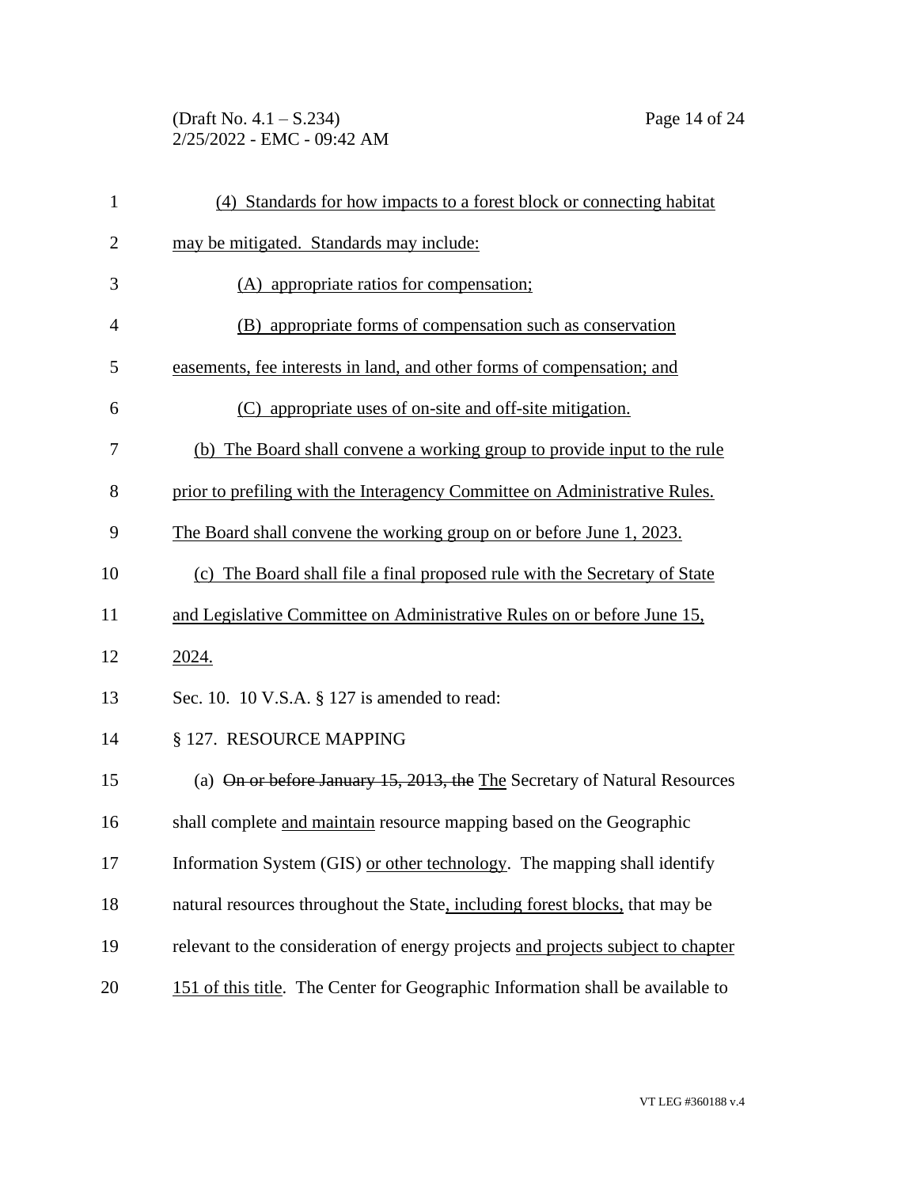(4) Standards for how impacts to a forest block or connecting habitat may be mitigated. Standards may include:

(A) appropriate ratios for compensation;

(B) appropriate forms of compensation such as conservation easements, fee interests in land, and other forms of compensation; and

(C) appropriate uses of on-site and off-site mitigation.

(b) The Board shall convene a working group to provide input to the rule prior to prefiling with the Interagency Committee on Administrative Rules. The Board shall convene the working group on or before June 1, 2023.

(c) The Board shall file a final proposed rule with the Secretary of State and Legislative Committee on Administrative Rules on or before June 15, 2024.

Sec. 10. 10 V.S.A. § 127 is amended to read:

§ 127. RESOURCE MAPPING

(a) ~~On or before January 15, 2013, the~~ The Secretary of Natural Resources shall complete and maintain resource mapping based on the Geographic Information System (GIS) or other technology. The mapping shall identify natural resources throughout the State, including forest blocks, that may be relevant to the consideration of energy projects and projects subject to chapter 151 of this title. The Center for Geographic Information shall be available to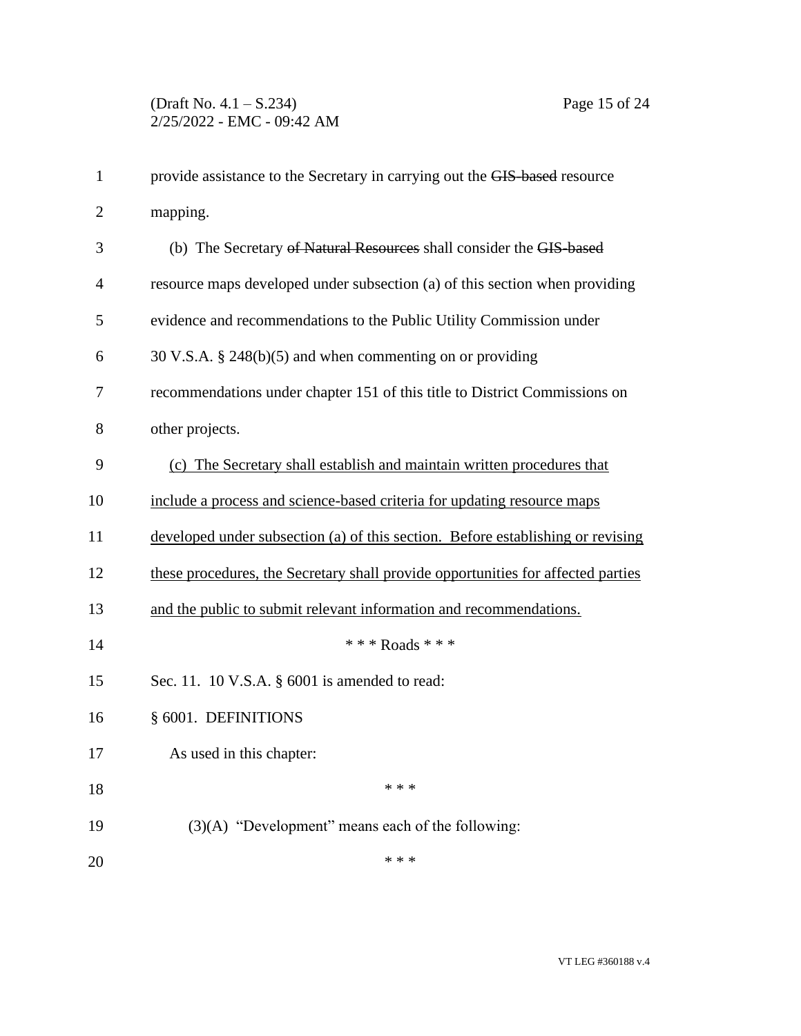provide assistance to the Secretary in carrying out the ~~GIS-based~~ resource mapping.

(b) The Secretary ~~of Natural Resources~~ shall consider the ~~GIS-based~~ resource maps developed under subsection (a) of this section when providing evidence and recommendations to the Public Utility Commission under 30 V.S.A. § 248(b)(5) and when commenting on or providing recommendations under chapter 151 of this title to District Commissions on other projects.

<u>(c) The Secretary shall establish and maintain written procedures that include a process and science-based criteria for updating resource maps developed under subsection (a) of this section. Before establishing or revising these procedures, the Secretary shall provide opportunities for affected parties and the public to submit relevant information and recommendations.</u>

\* \* \* Roads \* \* \*

Sec. 11. 10 V.S.A. § 6001 is amended to read:

§ 6001. DEFINITIONS

As used in this chapter:

\* \* \*

(3)(A) "Development" means each of the following:

\* \* \*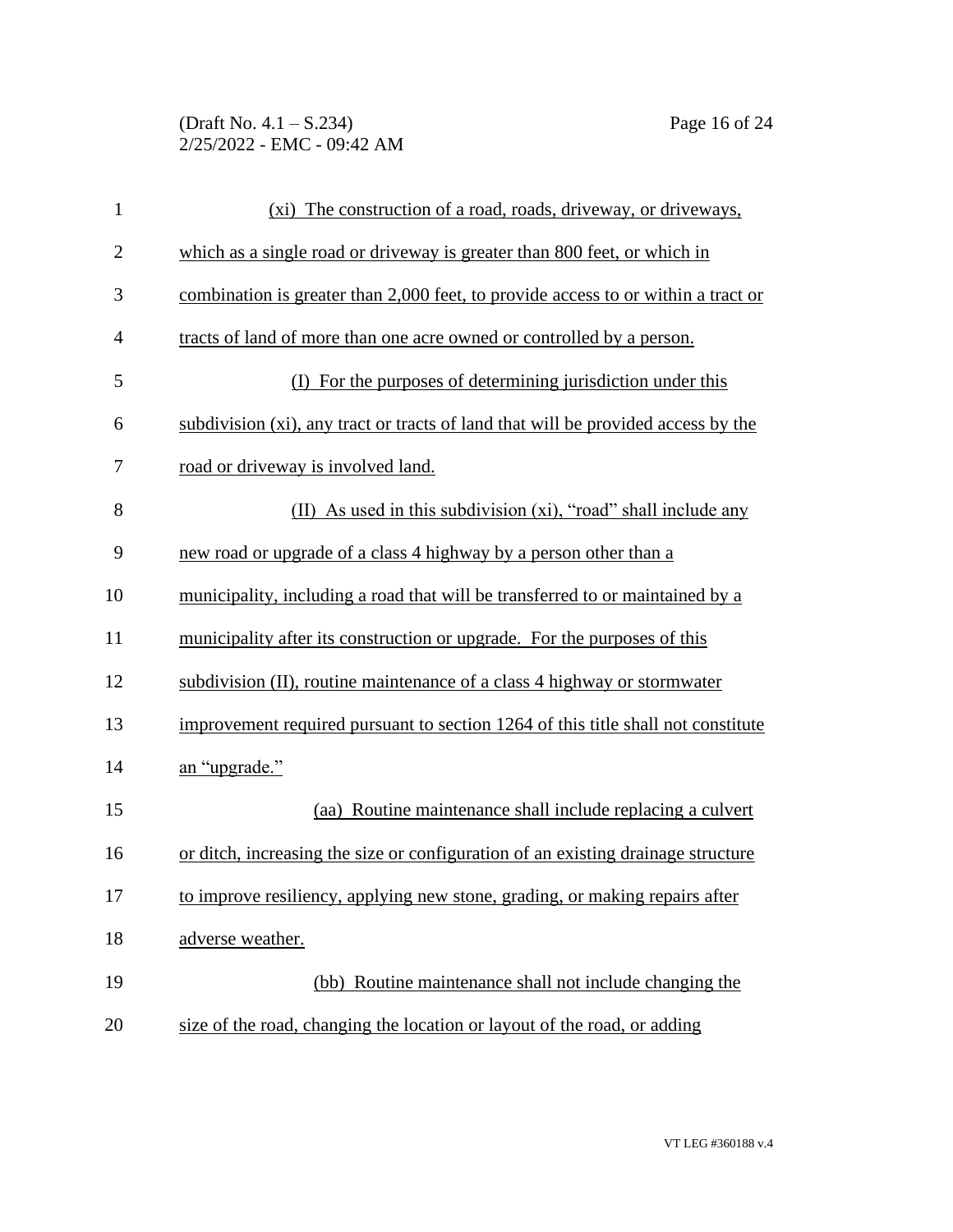(xi) The construction of a road, roads, driveway, or driveways, which as a single road or driveway is greater than 800 feet, or which in combination is greater than 2,000 feet, to provide access to or within a tract or tracts of land of more than one acre owned or controlled by a person.

(I) For the purposes of determining jurisdiction under this subdivision (xi), any tract or tracts of land that will be provided access by the road or driveway is involved land.

(II) As used in this subdivision (xi), "road" shall include any new road or upgrade of a class 4 highway by a person other than a municipality, including a road that will be transferred to or maintained by a municipality after its construction or upgrade. For the purposes of this subdivision (II), routine maintenance of a class 4 highway or stormwater improvement required pursuant to section 1264 of this title shall not constitute an "upgrade."

(aa) Routine maintenance shall include replacing a culvert or ditch, increasing the size or configuration of an existing drainage structure to improve resiliency, applying new stone, grading, or making repairs after adverse weather.

(bb) Routine maintenance shall not include changing the size of the road, changing the location or layout of the road, or adding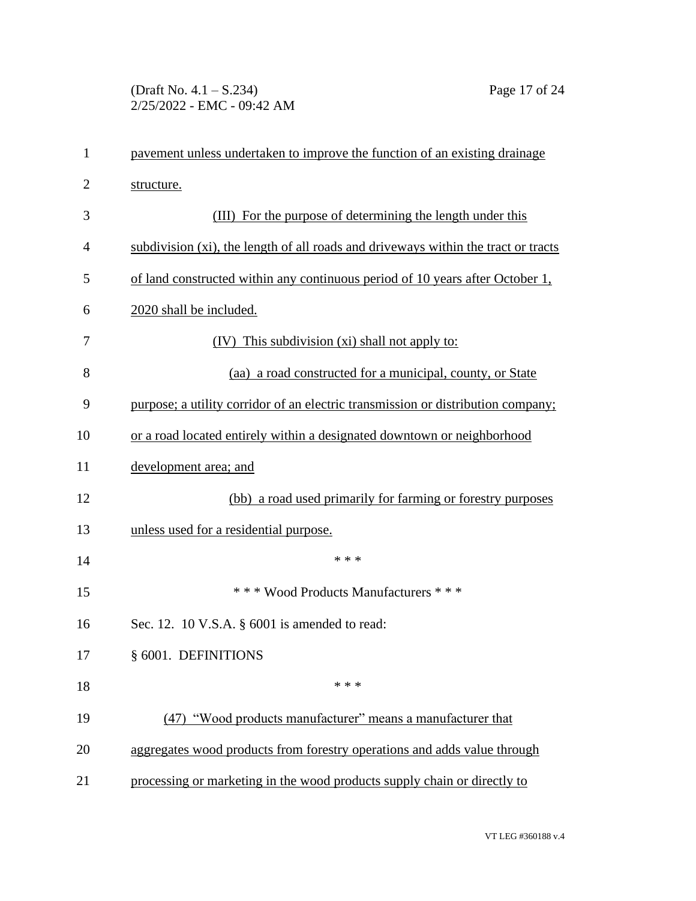pavement unless undertaken to improve the function of an existing drainage structure.

(III) For the purpose of determining the length under this subdivision (xi), the length of all roads and driveways within the tract or tracts of land constructed within any continuous period of 10 years after October 1, 2020 shall be included.

(IV) This subdivision (xi) shall not apply to:

(aa) a road constructed for a municipal, county, or State purpose; a utility corridor of an electric transmission or distribution company; or a road located entirely within a designated downtown or neighborhood development area; and

(bb) a road used primarily for farming or forestry purposes unless used for a residential purpose.

\* \* \*

\* \* \* Wood Products Manufacturers \* \* \*

Sec. 12. 10 V.S.A. § 6001 is amended to read:

§ 6001. DEFINITIONS

\* \* \*

(47) "Wood products manufacturer" means a manufacturer that aggregates wood products from forestry operations and adds value through processing or marketing in the wood products supply chain or directly to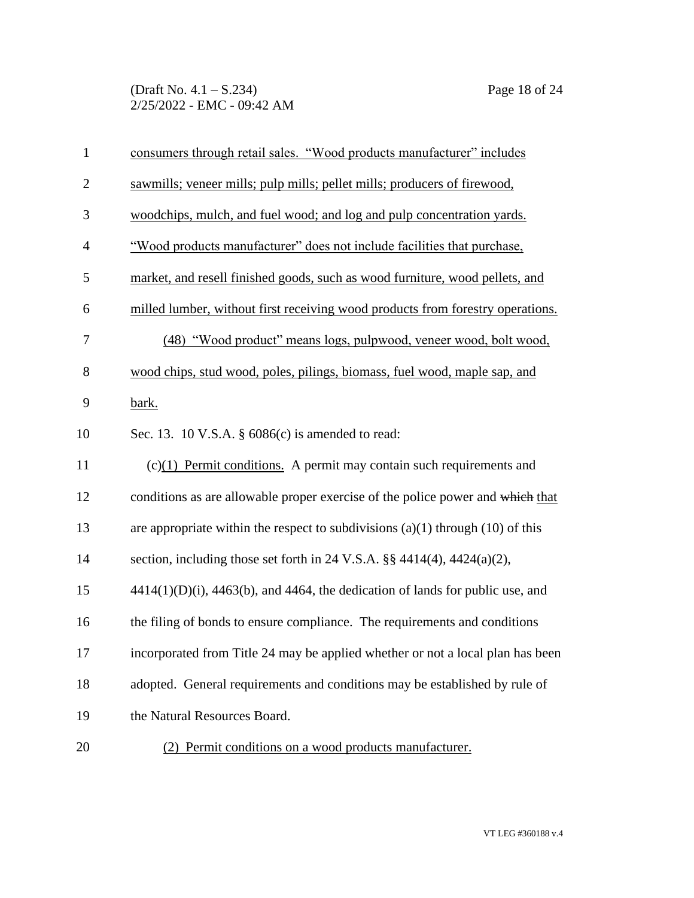consumers through retail sales. "Wood products manufacturer" includes sawmills; veneer mills; pulp mills; pellet mills; producers of firewood, woodchips, mulch, and fuel wood; and log and pulp concentration yards. "Wood products manufacturer" does not include facilities that purchase, market, and resell finished goods, such as wood furniture, wood pellets, and milled lumber, without first receiving wood products from forestry operations.

(48) "Wood product" means logs, pulpwood, veneer wood, bolt wood, wood chips, stud wood, poles, pilings, biomass, fuel wood, maple sap, and bark.

Sec. 13. 10 V.S.A. § 6086(c) is amended to read:

(c)(1) Permit conditions. A permit may contain such requirements and conditions as are allowable proper exercise of the police power and ~~which~~ that are appropriate within the respect to subdivisions (a)(1) through (10) of this section, including those set forth in 24 V.S.A. §§ 4414(4), 4424(a)(2), 4414(1)(D)(i), 4463(b), and 4464, the dedication of lands for public use, and the filing of bonds to ensure compliance. The requirements and conditions incorporated from Title 24 may be applied whether or not a local plan has been adopted. General requirements and conditions may be established by rule of the Natural Resources Board.

(2) Permit conditions on a wood products manufacturer.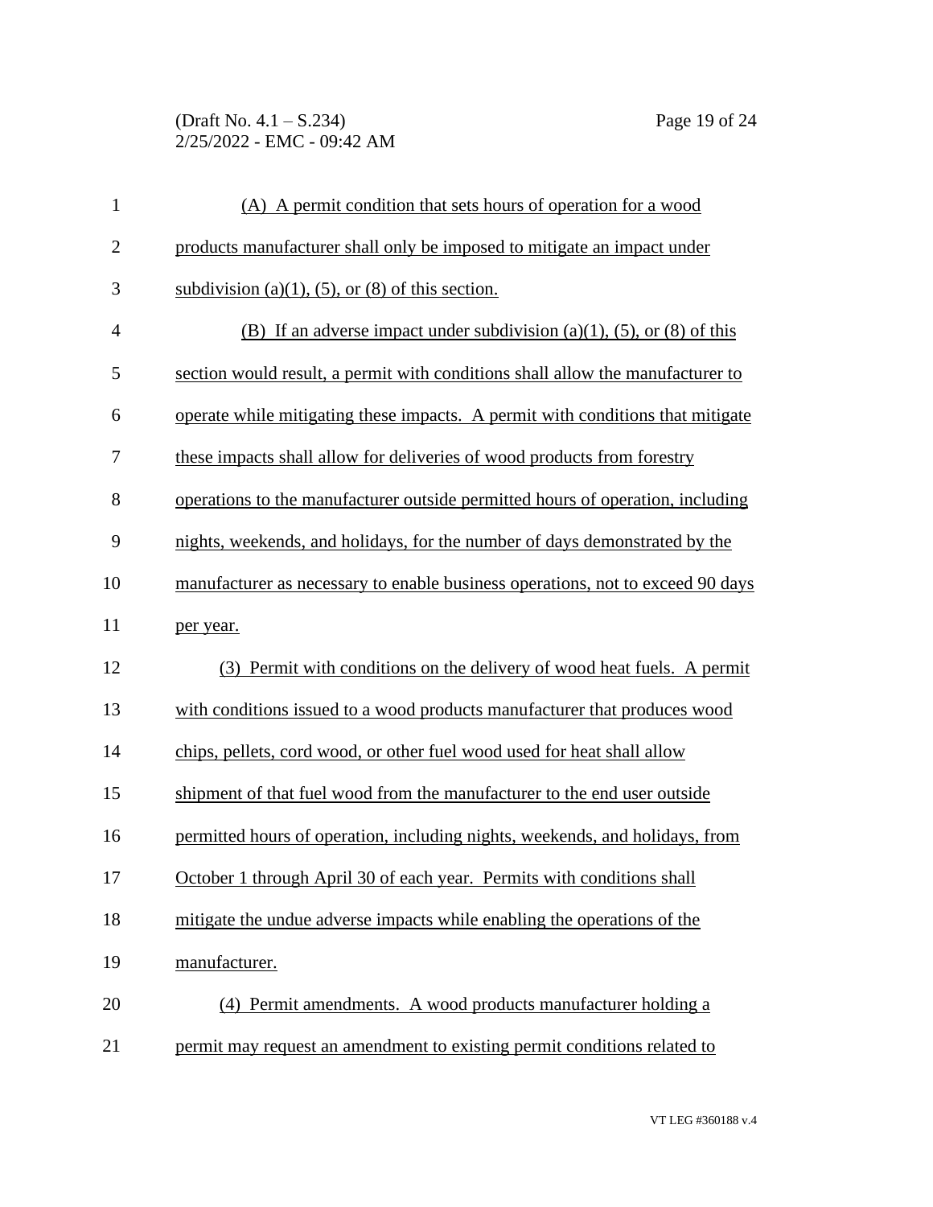(A) A permit condition that sets hours of operation for a wood products manufacturer shall only be imposed to mitigate an impact under subdivision (a)(1), (5), or (8) of this section.

(B) If an adverse impact under subdivision (a)(1), (5), or (8) of this section would result, a permit with conditions shall allow the manufacturer to operate while mitigating these impacts. A permit with conditions that mitigate these impacts shall allow for deliveries of wood products from forestry operations to the manufacturer outside permitted hours of operation, including nights, weekends, and holidays, for the number of days demonstrated by the manufacturer as necessary to enable business operations, not to exceed 90 days per year.

(3) Permit with conditions on the delivery of wood heat fuels. A permit with conditions issued to a wood products manufacturer that produces wood chips, pellets, cord wood, or other fuel wood used for heat shall allow shipment of that fuel wood from the manufacturer to the end user outside permitted hours of operation, including nights, weekends, and holidays, from October 1 through April 30 of each year. Permits with conditions shall mitigate the undue adverse impacts while enabling the operations of the manufacturer.

(4) Permit amendments. A wood products manufacturer holding a permit may request an amendment to existing permit conditions related to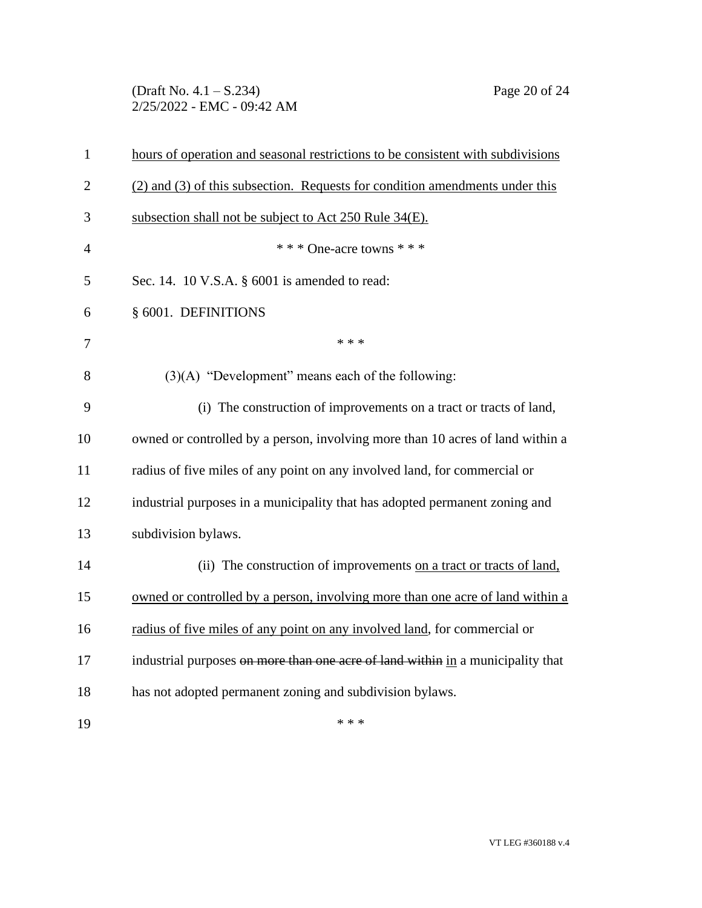hours of operation and seasonal restrictions to be consistent with subdivisions (2) and (3) of this subsection. Requests for condition amendments under this subsection shall not be subject to Act 250 Rule 34(E).

\* \* \* One-acre towns \* \* \*

Sec. 14. 10 V.S.A. § 6001 is amended to read:

§ 6001. DEFINITIONS

\* \* \*

(3)(A) "Development" means each of the following:

(i) The construction of improvements on a tract or tracts of land, owned or controlled by a person, involving more than 10 acres of land within a radius of five miles of any point on any involved land, for commercial or industrial purposes in a municipality that has adopted permanent zoning and subdivision bylaws.

(ii) The construction of improvements on a tract or tracts of land, owned or controlled by a person, involving more than one acre of land within a radius of five miles of any point on any involved land, for commercial or industrial purposes ~~on more than one acre of land within~~ in a municipality that has not adopted permanent zoning and subdivision bylaws.

\* \* \*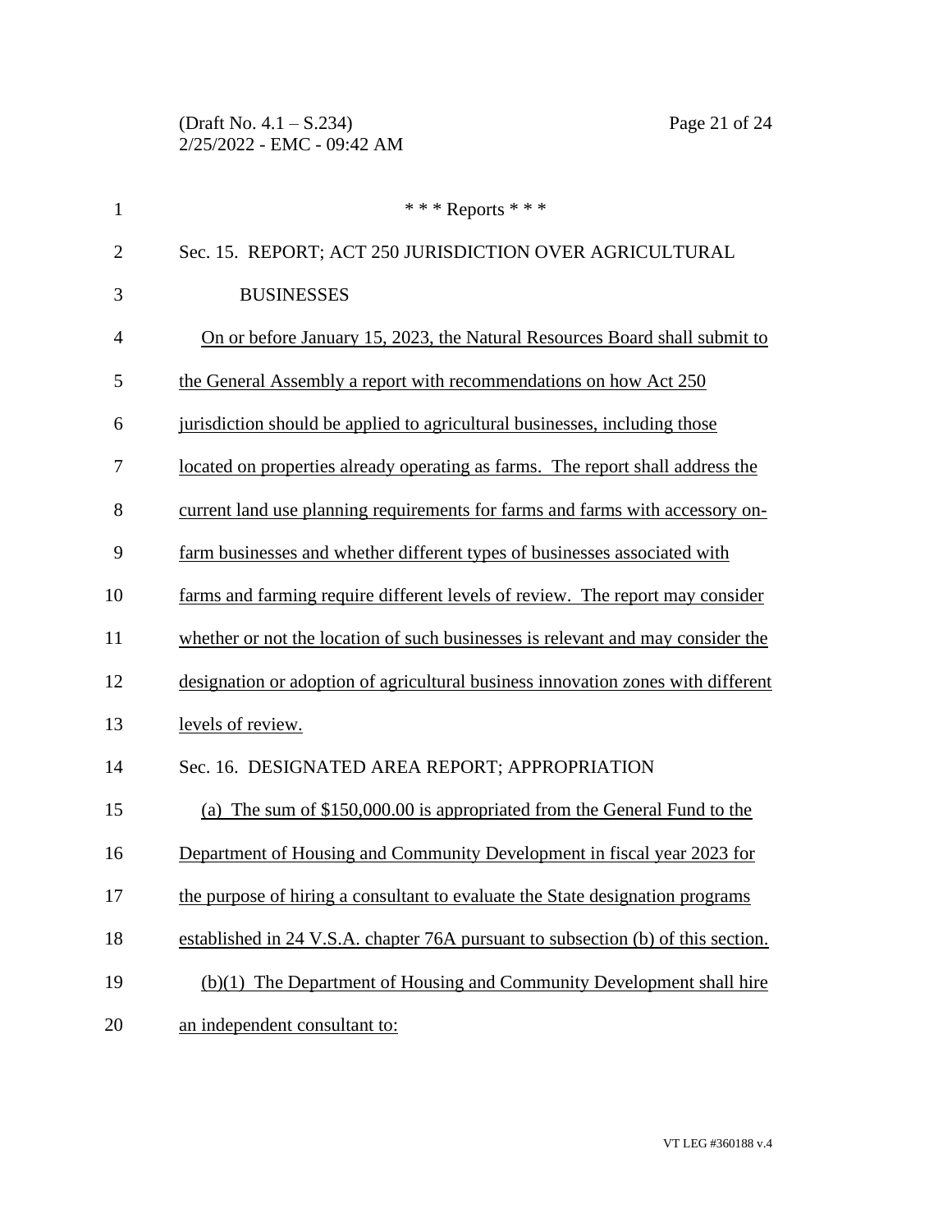\* \* \* Reports \* \* \*

Sec. 15. REPORT; ACT 250 JURISDICTION OVER AGRICULTURAL BUSINESSES

On or before January 15, 2023, the Natural Resources Board shall submit to the General Assembly a report with recommendations on how Act 250 jurisdiction should be applied to agricultural businesses, including those located on properties already operating as farms. The report shall address the current land use planning requirements for farms and farms with accessory on-farm businesses and whether different types of businesses associated with farms and farming require different levels of review. The report may consider whether or not the location of such businesses is relevant and may consider the designation or adoption of agricultural business innovation zones with different levels of review.

Sec. 16. DESIGNATED AREA REPORT; APPROPRIATION

(a) The sum of $150,000.00 is appropriated from the General Fund to the Department of Housing and Community Development in fiscal year 2023 for the purpose of hiring a consultant to evaluate the State designation programs established in 24 V.S.A. chapter 76A pursuant to subsection (b) of this section.

(b)(1) The Department of Housing and Community Development shall hire an independent consultant to: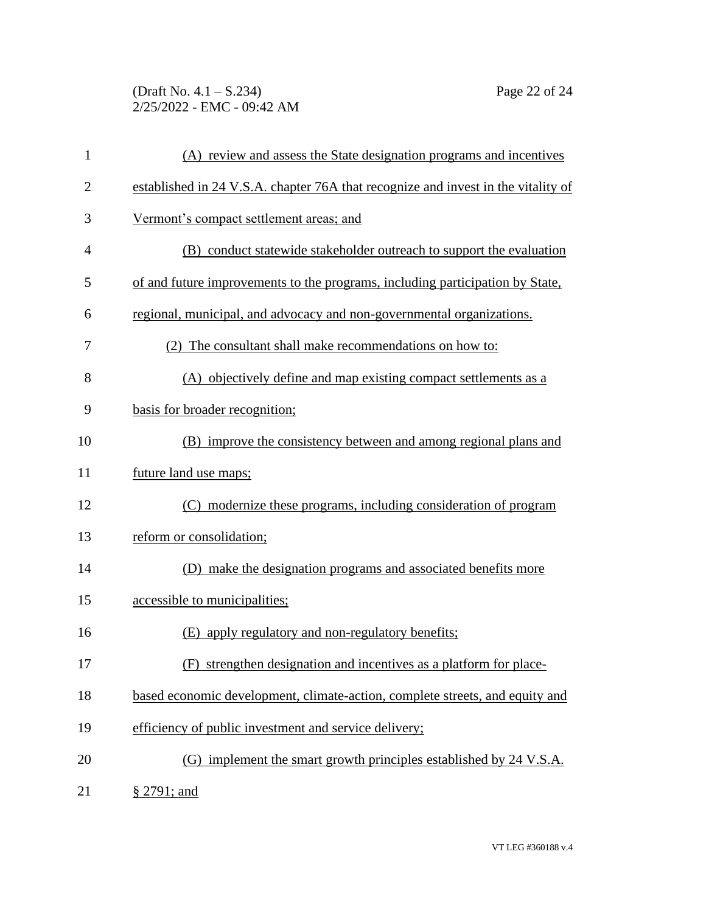(A) review and assess the State designation programs and incentives established in 24 V.S.A. chapter 76A that recognize and invest in the vitality of Vermont's compact settlement areas; and

(B) conduct statewide stakeholder outreach to support the evaluation of and future improvements to the programs, including participation by State, regional, municipal, and advocacy and non-governmental organizations.

(2) The consultant shall make recommendations on how to:

(A) objectively define and map existing compact settlements as a basis for broader recognition;

(B) improve the consistency between and among regional plans and future land use maps;

(C) modernize these programs, including consideration of program reform or consolidation;

(D) make the designation programs and associated benefits more accessible to municipalities;

(E) apply regulatory and non-regulatory benefits;

(F) strengthen designation and incentives as a platform for place-based economic development, climate-action, complete streets, and equity and efficiency of public investment and service delivery;

(G) implement the smart growth principles established by 24 V.S.A. § 2791; and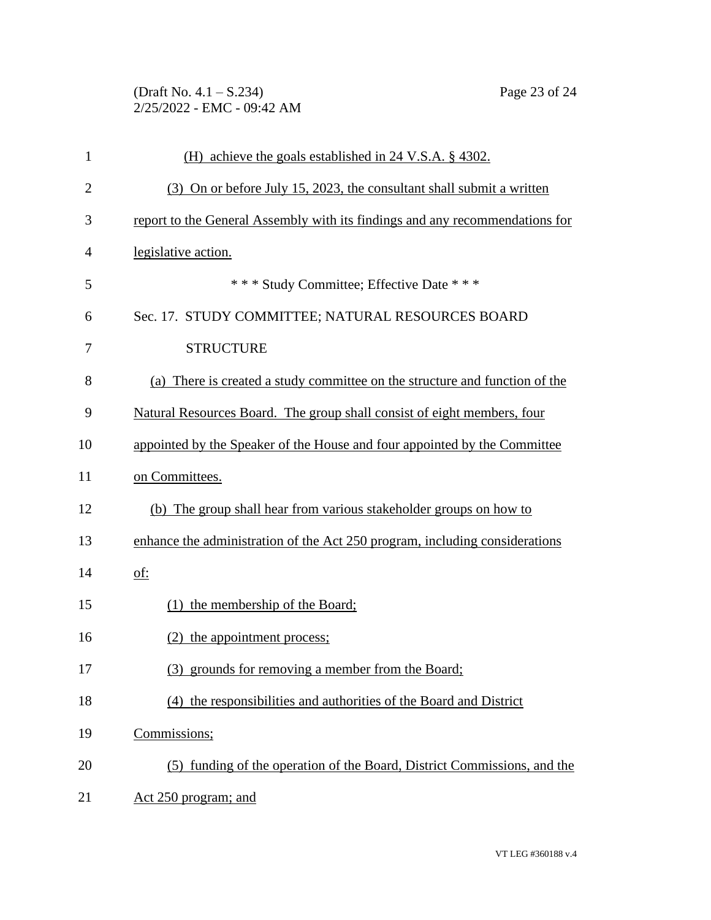(H) achieve the goals established in 24 V.S.A. § 4302.

(3) On or before July 15, 2023, the consultant shall submit a written report to the General Assembly with its findings and any recommendations for legislative action.

\* \* \* Study Committee; Effective Date \* \* \*

Sec. 17. STUDY COMMITTEE; NATURAL RESOURCES BOARD STRUCTURE

(a) There is created a study committee on the structure and function of the Natural Resources Board. The group shall consist of eight members, four appointed by the Speaker of the House and four appointed by the Committee on Committees.

(b) The group shall hear from various stakeholder groups on how to enhance the administration of the Act 250 program, including considerations of:

(1) the membership of the Board;

(2) the appointment process;

(3) grounds for removing a member from the Board;

(4) the responsibilities and authorities of the Board and District Commissions;

(5) funding of the operation of the Board, District Commissions, and the Act 250 program; and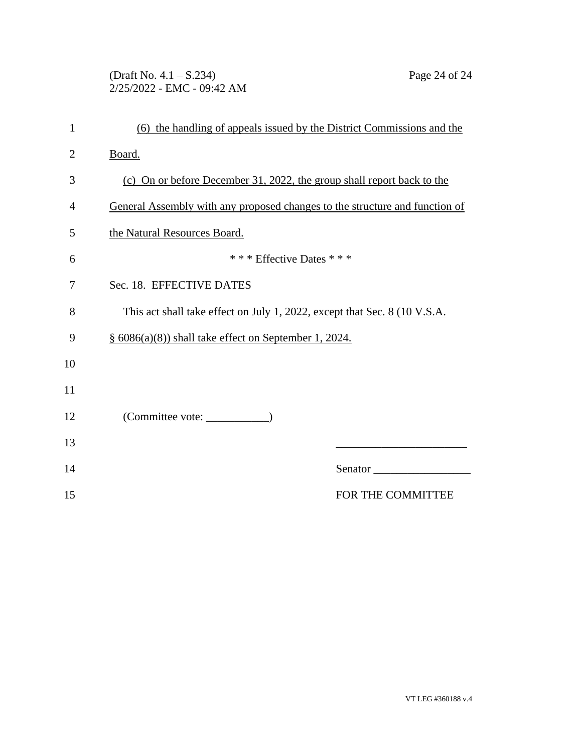(6) the handling of appeals issued by the District Commissions and the Board.

(c) On or before December 31, 2022, the group shall report back to the General Assembly with any proposed changes to the structure and function of the Natural Resources Board.

\* \* \* Effective Dates \* \* \*

Sec. 18. EFFECTIVE DATES

This act shall take effect on July 1, 2022, except that Sec. 8 (10 V.S.A. § 6086(a)(8)) shall take effect on September 1, 2024.

(Committee vote: ___________)

_______________________

Senator _________________

FOR THE COMMITTEE